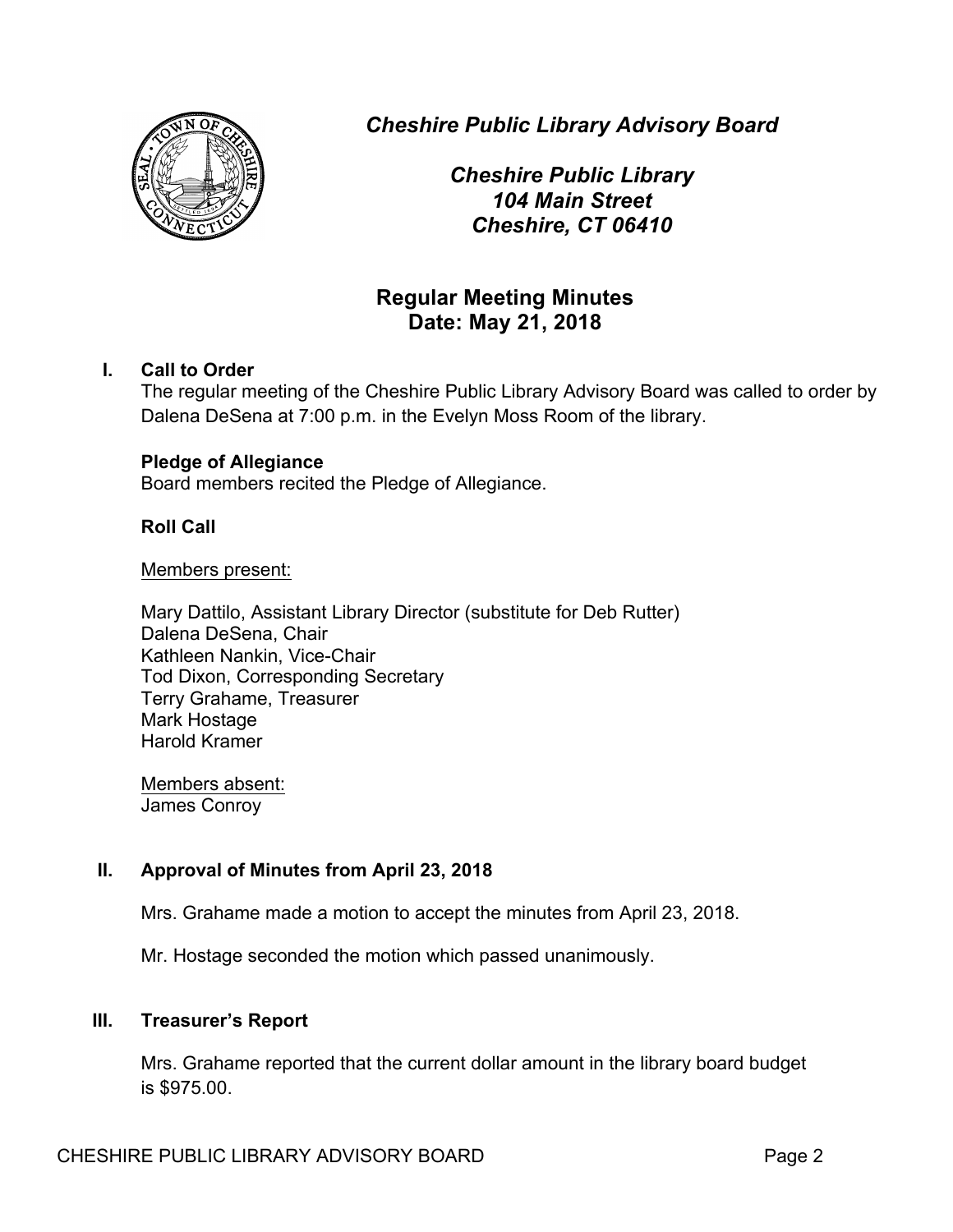# Cheshire Public Library Advisory Board

*Cheshire Public Library*
*104 Main Street*
*Cheshire, CT 06410*

## Regular Meeting Minutes
## Date: May 21, 2018

**I. Call to Order**

The regular meeting of the Cheshire Public Library Advisory Board was called to order by Dalena DeSena at 7:00 p.m. in the Evelyn Moss Room of the library.

**Pledge of Allegiance**

Board members recited the Pledge of Allegiance.

**Roll Call**

Members present:

Mary Dattilo, Assistant Library Director (substitute for Deb Rutter)
Dalena DeSena, Chair
Kathleen Nankin, Vice-Chair
Tod Dixon, Corresponding Secretary
Terry Grahame, Treasurer
Mark Hostage
Harold Kramer

Members absent:
James Conroy

**II. Approval of Minutes from April 23, 2018**

Mrs. Grahame made a motion to accept the minutes from April 23, 2018.

Mr. Hostage seconded the motion which passed unanimously.

**III. Treasurer's Report**

Mrs. Grahame reported that the current dollar amount in the library board budget is $975.00.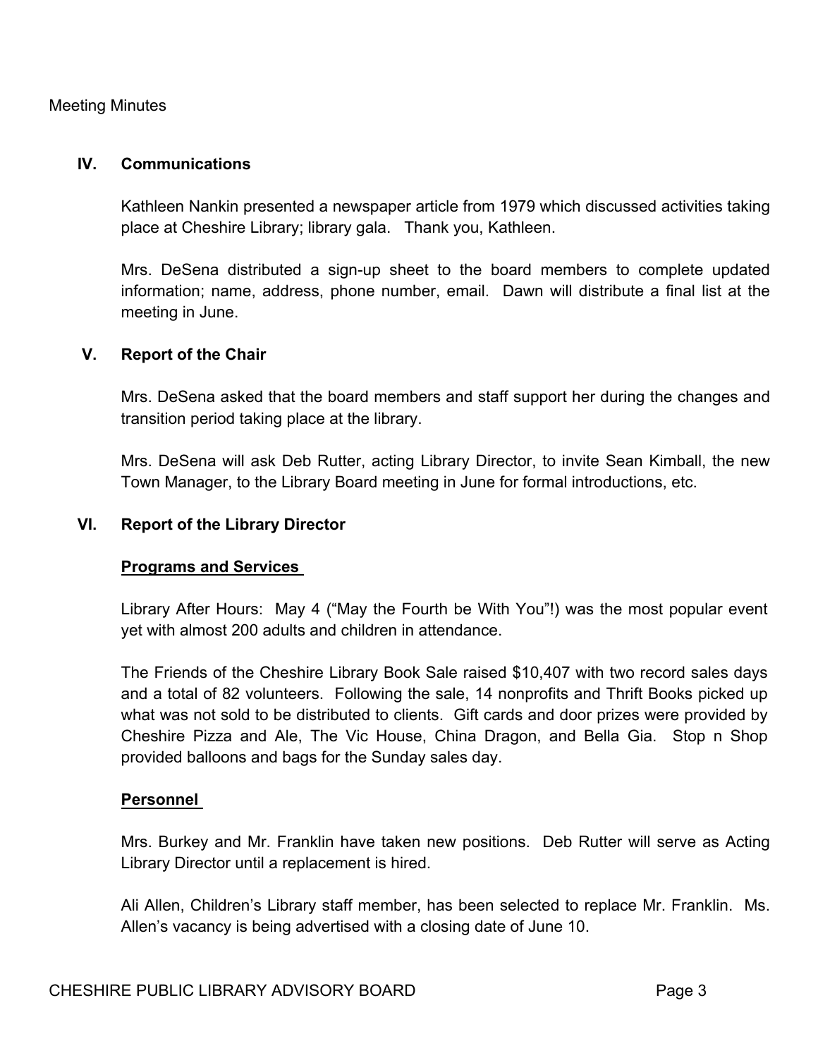Meeting Minutes

## IV. Communications

Kathleen Nankin presented a newspaper article from 1979 which discussed activities taking place at Cheshire Library; library gala. Thank you, Kathleen.

Mrs. DeSena distributed a sign-up sheet to the board members to complete updated information; name, address, phone number, email. Dawn will distribute a final list at the meeting in June.

## V. Report of the Chair

Mrs. DeSena asked that the board members and staff support her during the changes and transition period taking place at the library.

Mrs. DeSena will ask Deb Rutter, acting Library Director, to invite Sean Kimball, the new Town Manager, to the Library Board meeting in June for formal introductions, etc.

## VI. Report of the Library Director

### Programs and Services

Library After Hours: May 4 ("May the Fourth be With You"!) was the most popular event yet with almost 200 adults and children in attendance.

The Friends of the Cheshire Library Book Sale raised $10,407 with two record sales days and a total of 82 volunteers. Following the sale, 14 nonprofits and Thrift Books picked up what was not sold to be distributed to clients. Gift cards and door prizes were provided by Cheshire Pizza and Ale, The Vic House, China Dragon, and Bella Gia. Stop n Shop provided balloons and bags for the Sunday sales day.

### Personnel

Mrs. Burkey and Mr. Franklin have taken new positions. Deb Rutter will serve as Acting Library Director until a replacement is hired.

Ali Allen, Children's Library staff member, has been selected to replace Mr. Franklin. Ms. Allen's vacancy is being advertised with a closing date of June 10.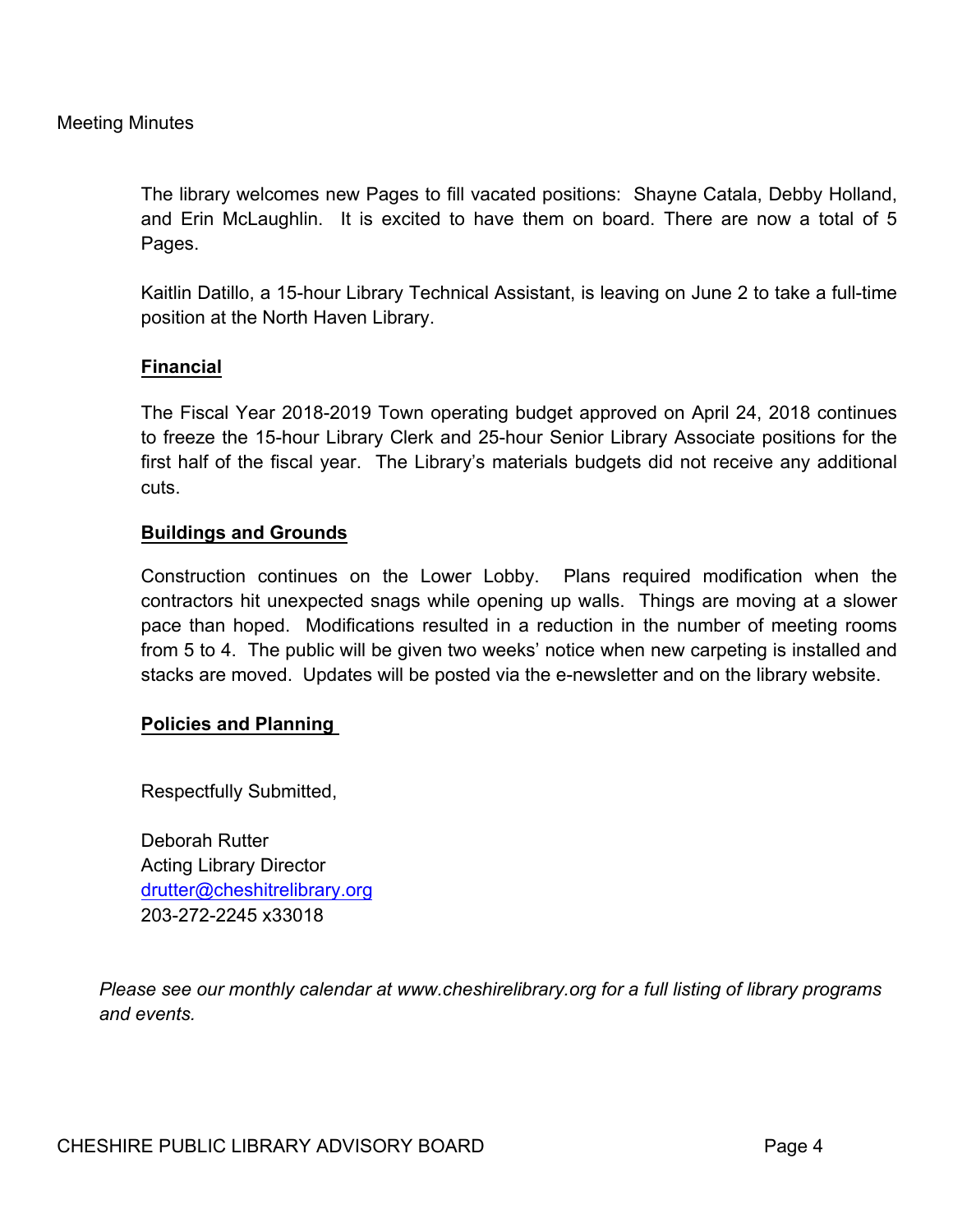The library welcomes new Pages to fill vacated positions: Shayne Catala, Debby Holland, and Erin McLaughlin. It is excited to have them on board. There are now a total of 5 Pages.

Kaitlin Datillo, a 15-hour Library Technical Assistant, is leaving on June 2 to take a full-time position at the North Haven Library.

**Financial**

The Fiscal Year 2018-2019 Town operating budget approved on April 24, 2018 continues to freeze the 15-hour Library Clerk and 25-hour Senior Library Associate positions for the first half of the fiscal year. The Library's materials budgets did not receive any additional cuts.

**Buildings and Grounds**

Construction continues on the Lower Lobby. Plans required modification when the contractors hit unexpected snags while opening up walls. Things are moving at a slower pace than hoped. Modifications resulted in a reduction in the number of meeting rooms from 5 to 4. The public will be given two weeks' notice when new carpeting is installed and stacks are moved. Updates will be posted via the e-newsletter and on the library website.

**Policies and Planning**

Respectfully Submitted,

Deborah Rutter
Acting Library Director
drutter@cheshitrelibrary.org
203-272-2245 x33018

*Please see our monthly calendar at www.cheshirelibrary.org for a full listing of library programs and events.*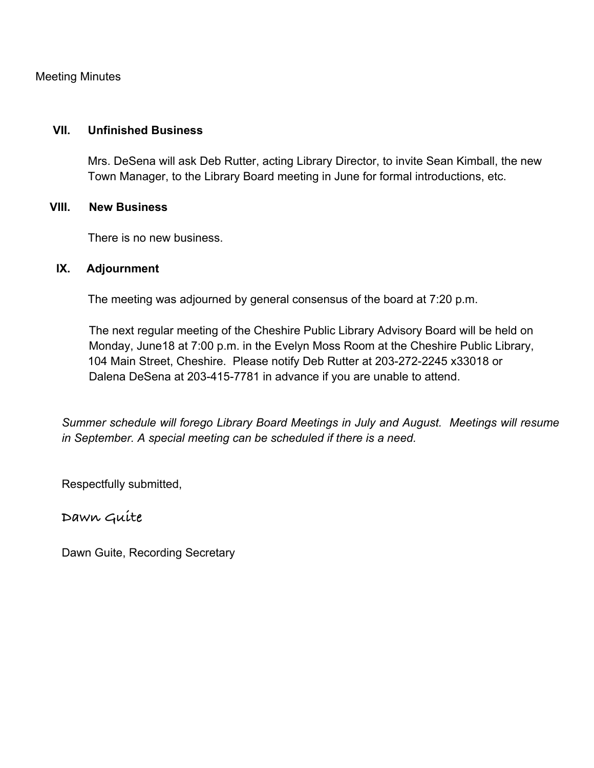Meeting Minutes

### VII. Unfinished Business

Mrs. DeSena will ask Deb Rutter, acting Library Director, to invite Sean Kimball, the new Town Manager, to the Library Board meeting in June for formal introductions, etc.

### VIII. New Business

There is no new business.

### IX. Adjournment

The meeting was adjourned by general consensus of the board at 7:20 p.m.

The next regular meeting of the Cheshire Public Library Advisory Board will be held on Monday, June18 at 7:00 p.m. in the Evelyn Moss Room at the Cheshire Public Library, 104 Main Street, Cheshire. Please notify Deb Rutter at 203-272-2245 x33018 or Dalena DeSena at 203-415-7781 in advance if you are unable to attend.

*Summer schedule will forego Library Board Meetings in July and August. Meetings will resume in September. A special meeting can be scheduled if there is a need.*

Respectfully submitted,

Dawn Guite

Dawn Guite, Recording Secretary